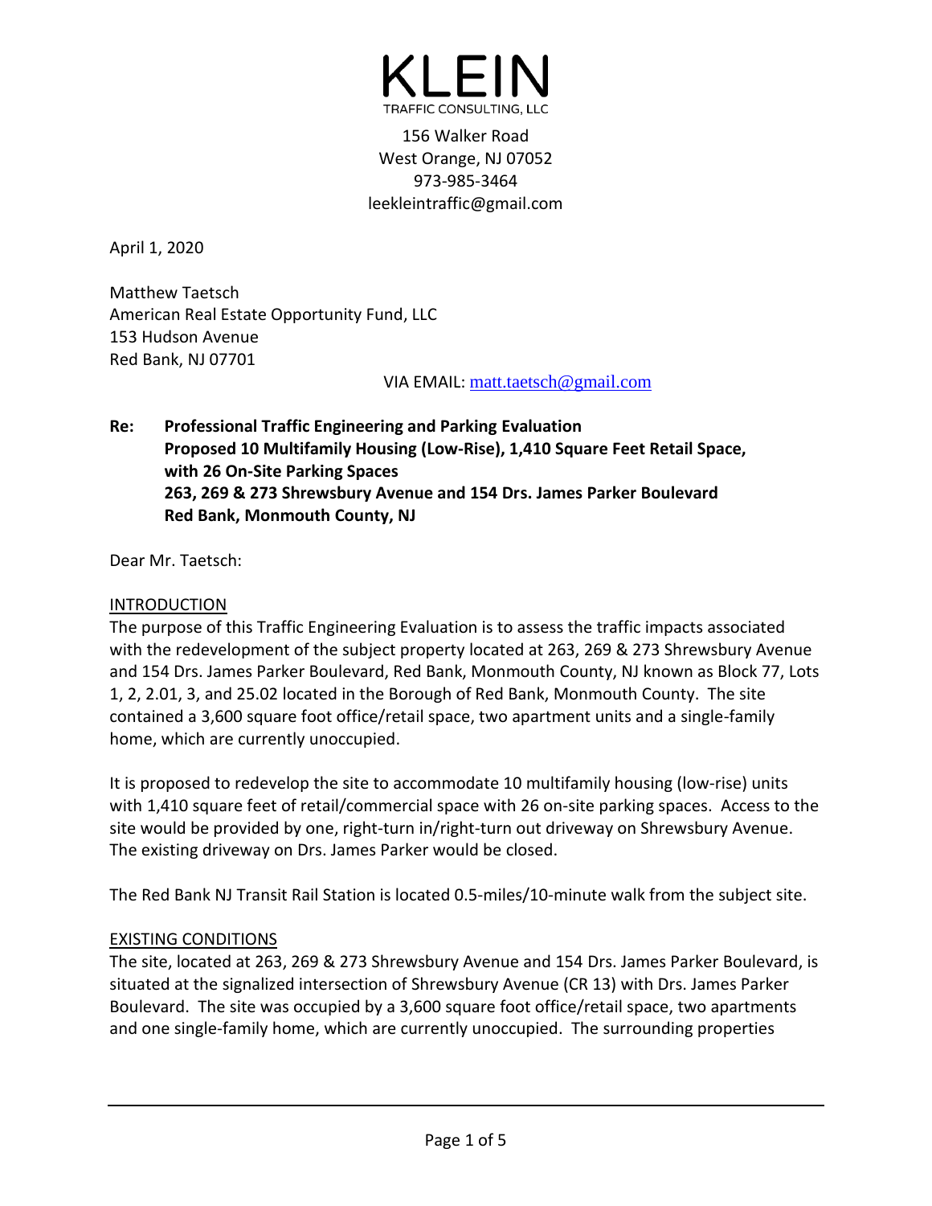# KLEIN

TRAFFIC CONSULTING, LLC

156 Walker Road
West Orange, NJ 07052
973-985-3464
leekleintraffic@gmail.com

April 1, 2020

Matthew Taetsch
American Real Estate Opportunity Fund, LLC
153 Hudson Avenue
Red Bank, NJ 07701

VIA EMAIL: matt.taetsch@gmail.com

**Re: Professional Traffic Engineering and Parking Evaluation**
**Proposed 10 Multifamily Housing (Low-Rise), 1,410 Square Feet Retail Space, with 26 On-Site Parking Spaces**
**263, 269 & 273 Shrewsbury Avenue and 154 Drs. James Parker Boulevard**
**Red Bank, Monmouth County, NJ**

Dear Mr. Taetsch:

## INTRODUCTION

The purpose of this Traffic Engineering Evaluation is to assess the traffic impacts associated with the redevelopment of the subject property located at 263, 269 & 273 Shrewsbury Avenue and 154 Drs. James Parker Boulevard, Red Bank, Monmouth County, NJ known as Block 77, Lots 1, 2, 2.01, 3, and 25.02 located in the Borough of Red Bank, Monmouth County. The site contained a 3,600 square foot office/retail space, two apartment units and a single-family home, which are currently unoccupied.

It is proposed to redevelop the site to accommodate 10 multifamily housing (low-rise) units with 1,410 square feet of retail/commercial space with 26 on-site parking spaces. Access to the site would be provided by one, right-turn in/right-turn out driveway on Shrewsbury Avenue. The existing driveway on Drs. James Parker would be closed.

The Red Bank NJ Transit Rail Station is located 0.5-miles/10-minute walk from the subject site.

## EXISTING CONDITIONS

The site, located at 263, 269 & 273 Shrewsbury Avenue and 154 Drs. James Parker Boulevard, is situated at the signalized intersection of Shrewsbury Avenue (CR 13) with Drs. James Parker Boulevard. The site was occupied by a 3,600 square foot office/retail space, two apartments and one single-family home, which are currently unoccupied. The surrounding properties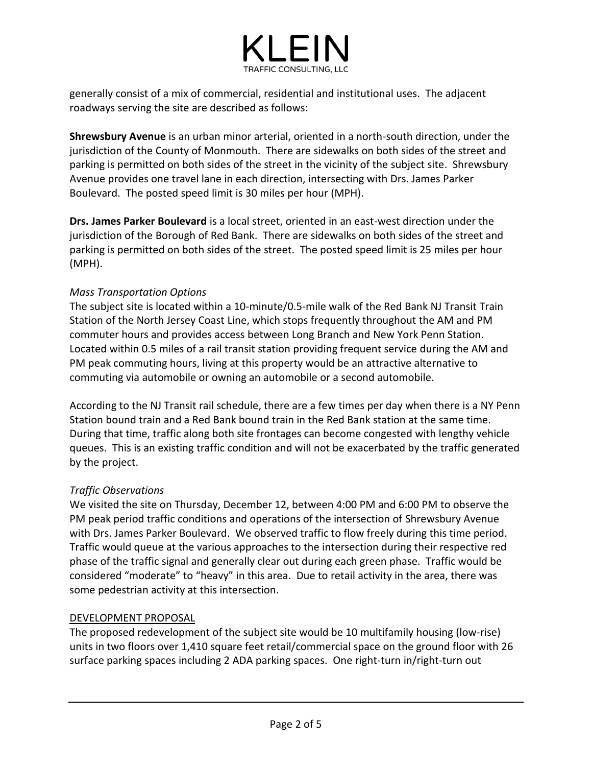generally consist of a mix of commercial, residential and institutional uses. The adjacent roadways serving the site are described as follows:

**Shrewsbury Avenue** is an urban minor arterial, oriented in a north-south direction, under the jurisdiction of the County of Monmouth. There are sidewalks on both sides of the street and parking is permitted on both sides of the street in the vicinity of the subject site. Shrewsbury Avenue provides one travel lane in each direction, intersecting with Drs. James Parker Boulevard. The posted speed limit is 30 miles per hour (MPH).

**Drs. James Parker Boulevard** is a local street, oriented in an east-west direction under the jurisdiction of the Borough of Red Bank. There are sidewalks on both sides of the street and parking is permitted on both sides of the street. The posted speed limit is 25 miles per hour (MPH).

*Mass Transportation Options*

The subject site is located within a 10-minute/0.5-mile walk of the Red Bank NJ Transit Train Station of the North Jersey Coast Line, which stops frequently throughout the AM and PM commuter hours and provides access between Long Branch and New York Penn Station. Located within 0.5 miles of a rail transit station providing frequent service during the AM and PM peak commuting hours, living at this property would be an attractive alternative to commuting via automobile or owning an automobile or a second automobile.

According to the NJ Transit rail schedule, there are a few times per day when there is a NY Penn Station bound train and a Red Bank bound train in the Red Bank station at the same time. During that time, traffic along both site frontages can become congested with lengthy vehicle queues. This is an existing traffic condition and will not be exacerbated by the traffic generated by the project.

*Traffic Observations*

We visited the site on Thursday, December 12, between 4:00 PM and 6:00 PM to observe the PM peak period traffic conditions and operations of the intersection of Shrewsbury Avenue with Drs. James Parker Boulevard. We observed traffic to flow freely during this time period. Traffic would queue at the various approaches to the intersection during their respective red phase of the traffic signal and generally clear out during each green phase. Traffic would be considered "moderate" to "heavy" in this area. Due to retail activity in the area, there was some pedestrian activity at this intersection.

## DEVELOPMENT PROPOSAL

The proposed redevelopment of the subject site would be 10 multifamily housing (low-rise) units in two floors over 1,410 square feet retail/commercial space on the ground floor with 26 surface parking spaces including 2 ADA parking spaces. One right-turn in/right-turn out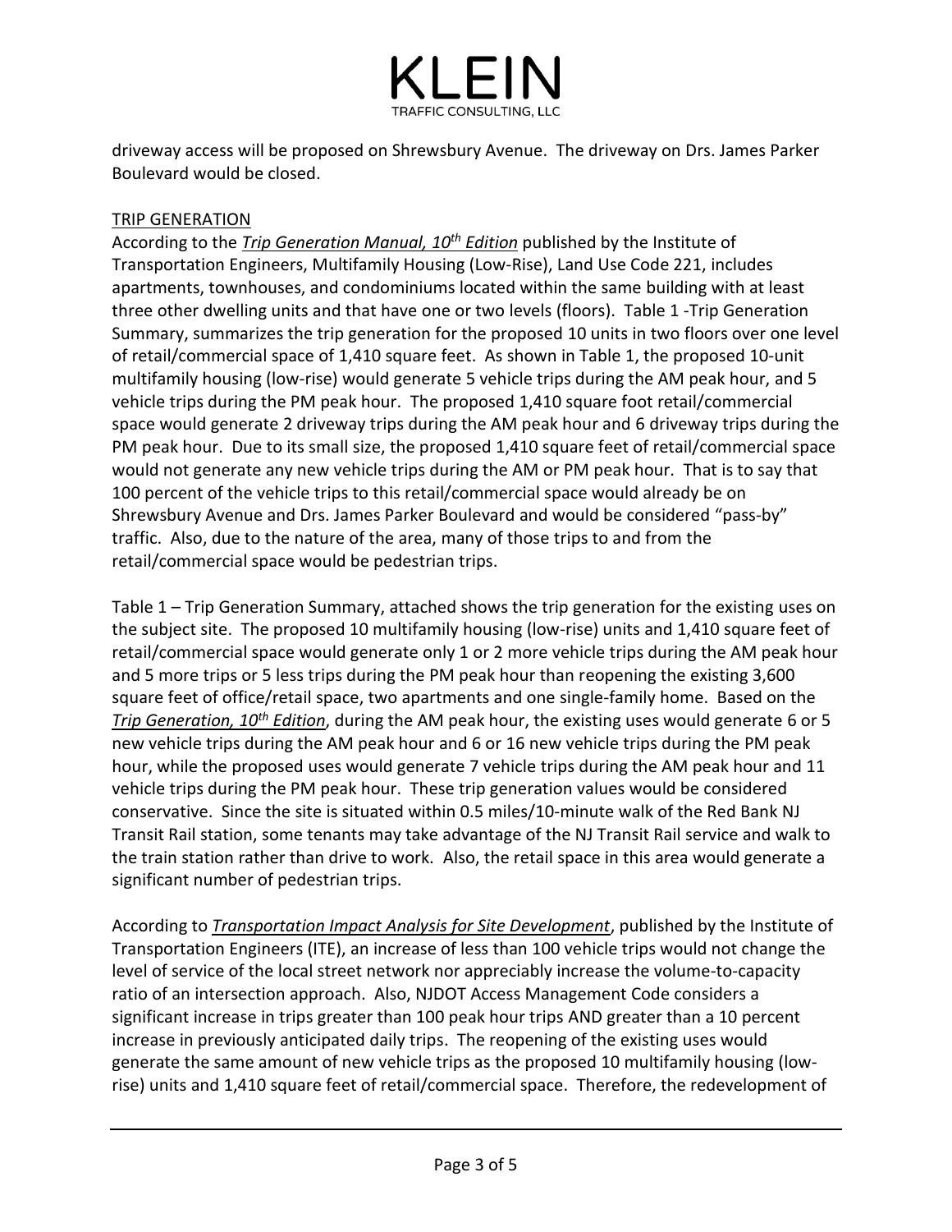driveway access will be proposed on Shrewsbury Avenue. The driveway on Drs. James Parker Boulevard would be closed.

## TRIP GENERATION

According to the ***Trip Generation Manual, 10th Edition*** published by the Institute of Transportation Engineers, Multifamily Housing (Low-Rise), Land Use Code 221, includes apartments, townhouses, and condominiums located within the same building with at least three other dwelling units and that have one or two levels (floors). Table 1 -Trip Generation Summary, summarizes the trip generation for the proposed 10 units in two floors over one level of retail/commercial space of 1,410 square feet. As shown in Table 1, the proposed 10-unit multifamily housing (low-rise) would generate 5 vehicle trips during the AM peak hour, and 5 vehicle trips during the PM peak hour. The proposed 1,410 square foot retail/commercial space would generate 2 driveway trips during the AM peak hour and 6 driveway trips during the PM peak hour. Due to its small size, the proposed 1,410 square feet of retail/commercial space would not generate any new vehicle trips during the AM or PM peak hour. That is to say that 100 percent of the vehicle trips to this retail/commercial space would already be on Shrewsbury Avenue and Drs. James Parker Boulevard and would be considered "pass-by" traffic. Also, due to the nature of the area, many of those trips to and from the retail/commercial space would be pedestrian trips.

Table 1 – Trip Generation Summary, attached shows the trip generation for the existing uses on the subject site. The proposed 10 multifamily housing (low-rise) units and 1,410 square feet of retail/commercial space would generate only 1 or 2 more vehicle trips during the AM peak hour and 5 more trips or 5 less trips during the PM peak hour than reopening the existing 3,600 square feet of office/retail space, two apartments and one single-family home. Based on the ***Trip Generation, 10th Edition***, during the AM peak hour, the existing uses would generate 6 or 5 new vehicle trips during the AM peak hour and 6 or 16 new vehicle trips during the PM peak hour, while the proposed uses would generate 7 vehicle trips during the AM peak hour and 11 vehicle trips during the PM peak hour. These trip generation values would be considered conservative. Since the site is situated within 0.5 miles/10-minute walk of the Red Bank NJ Transit Rail station, some tenants may take advantage of the NJ Transit Rail service and walk to the train station rather than drive to work. Also, the retail space in this area would generate a significant number of pedestrian trips.

According to ***Transportation Impact Analysis for Site Development***, published by the Institute of Transportation Engineers (ITE), an increase of less than 100 vehicle trips would not change the level of service of the local street network nor appreciably increase the volume-to-capacity ratio of an intersection approach. Also, NJDOT Access Management Code considers a significant increase in trips greater than 100 peak hour trips AND greater than a 10 percent increase in previously anticipated daily trips. The reopening of the existing uses would generate the same amount of new vehicle trips as the proposed 10 multifamily housing (low-rise) units and 1,410 square feet of retail/commercial space. Therefore, the redevelopment of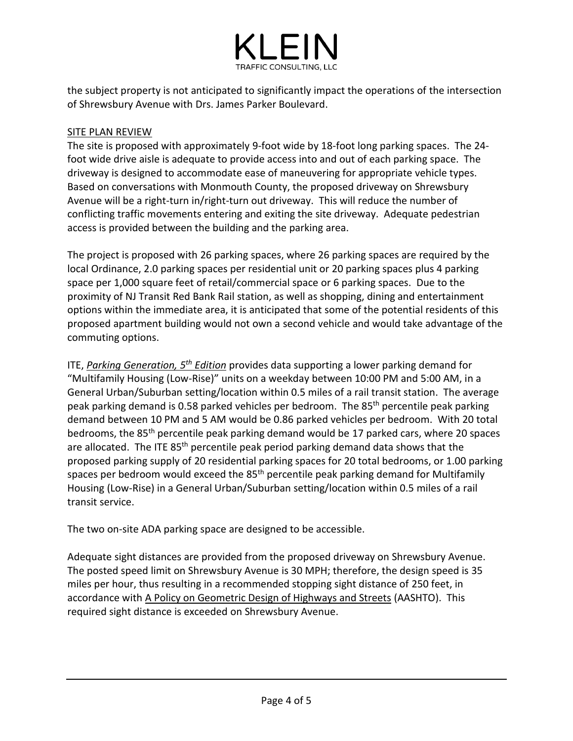the subject property is not anticipated to significantly impact the operations of the intersection of Shrewsbury Avenue with Drs. James Parker Boulevard.

## SITE PLAN REVIEW

The site is proposed with approximately 9-foot wide by 18-foot long parking spaces. The 24-foot wide drive aisle is adequate to provide access into and out of each parking space. The driveway is designed to accommodate ease of maneuvering for appropriate vehicle types. Based on conversations with Monmouth County, the proposed driveway on Shrewsbury Avenue will be a right-turn in/right-turn out driveway. This will reduce the number of conflicting traffic movements entering and exiting the site driveway. Adequate pedestrian access is provided between the building and the parking area.

The project is proposed with 26 parking spaces, where 26 parking spaces are required by the local Ordinance, 2.0 parking spaces per residential unit or 20 parking spaces plus 4 parking space per 1,000 square feet of retail/commercial space or 6 parking spaces. Due to the proximity of NJ Transit Red Bank Rail station, as well as shopping, dining and entertainment options within the immediate area, it is anticipated that some of the potential residents of this proposed apartment building would not own a second vehicle and would take advantage of the commuting options.

ITE, ***Parking Generation, 5th Edition*** provides data supporting a lower parking demand for "Multifamily Housing (Low-Rise)" units on a weekday between 10:00 PM and 5:00 AM, in a General Urban/Suburban setting/location within 0.5 miles of a rail transit station. The average peak parking demand is 0.58 parked vehicles per bedroom. The 85th percentile peak parking demand between 10 PM and 5 AM would be 0.86 parked vehicles per bedroom. With 20 total bedrooms, the 85th percentile peak parking demand would be 17 parked cars, where 20 spaces are allocated. The ITE 85th percentile peak period parking demand data shows that the proposed parking supply of 20 residential parking spaces for 20 total bedrooms, or 1.00 parking spaces per bedroom would exceed the 85th percentile peak parking demand for Multifamily Housing (Low-Rise) in a General Urban/Suburban setting/location within 0.5 miles of a rail transit service.

The two on-site ADA parking space are designed to be accessible.

Adequate sight distances are provided from the proposed driveway on Shrewsbury Avenue. The posted speed limit on Shrewsbury Avenue is 30 MPH; therefore, the design speed is 35 miles per hour, thus resulting in a recommended stopping sight distance of 250 feet, in accordance with A Policy on Geometric Design of Highways and Streets (AASHTO). This required sight distance is exceeded on Shrewsbury Avenue.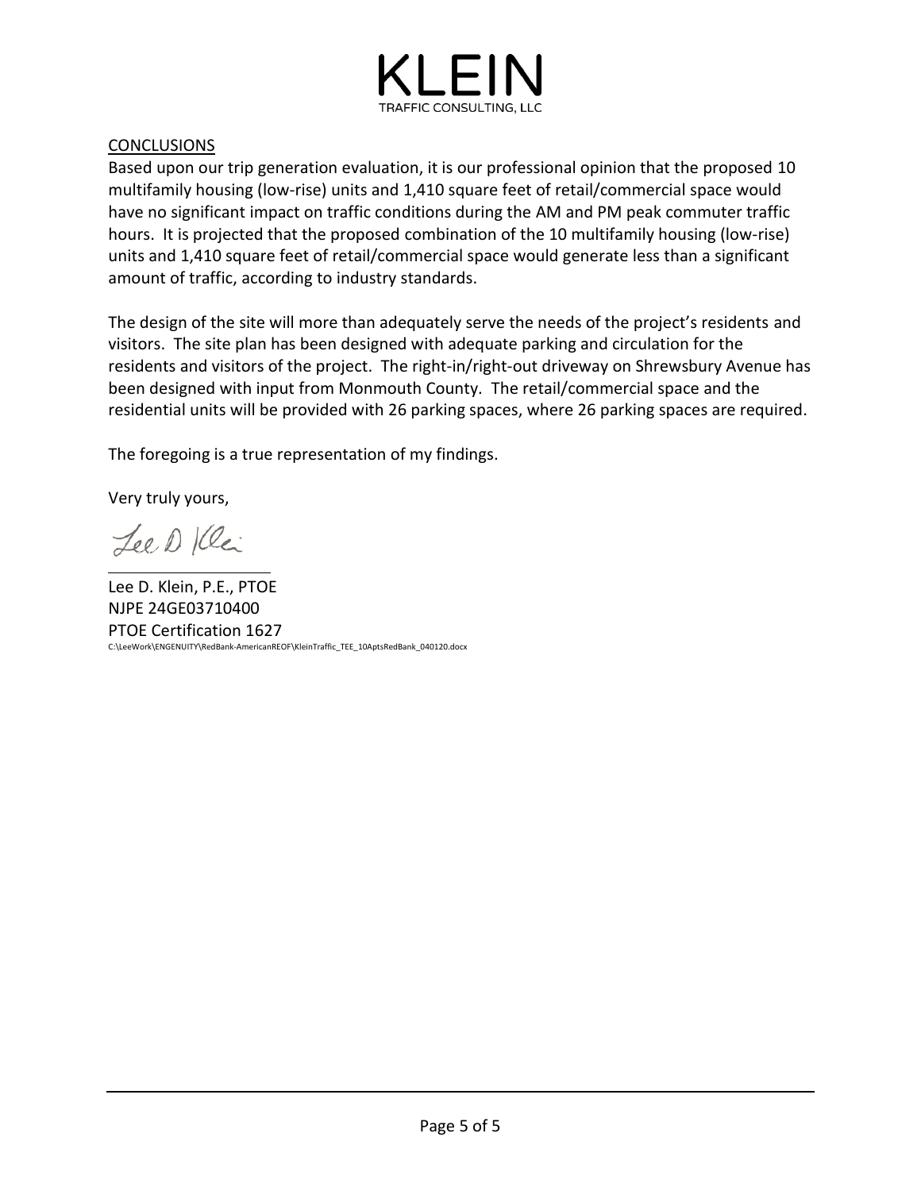## CONCLUSIONS

Based upon our trip generation evaluation, it is our professional opinion that the proposed 10 multifamily housing (low-rise) units and 1,410 square feet of retail/commercial space would have no significant impact on traffic conditions during the AM and PM peak commuter traffic hours. It is projected that the proposed combination of the 10 multifamily housing (low-rise) units and 1,410 square feet of retail/commercial space would generate less than a significant amount of traffic, according to industry standards.

The design of the site will more than adequately serve the needs of the project's residents and visitors. The site plan has been designed with adequate parking and circulation for the residents and visitors of the project. The right-in/right-out driveway on Shrewsbury Avenue has been designed with input from Monmouth County. The retail/commercial space and the residential units will be provided with 26 parking spaces, where 26 parking spaces are required.

The foregoing is a true representation of my findings.

Very truly yours,

Lee D. Klein, P.E., PTOE
NJPE 24GE03710400
PTOE Certification 1627
C:\LeeWork\ENGENUITY\RedBank-AmericanREOF\KleinTraffic_TEE_10AptsRedBank_040120.docx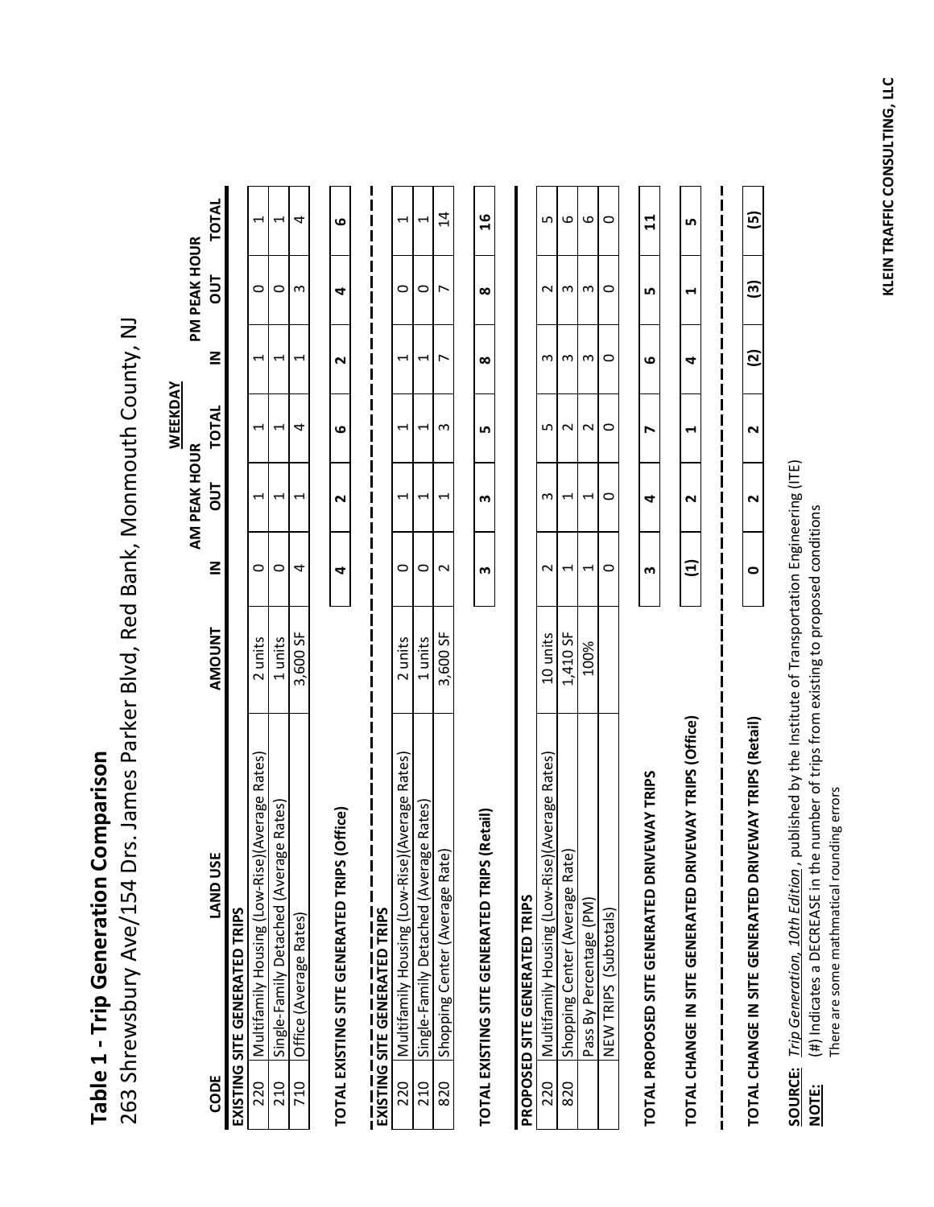# Table 1 - Trip Generation Comparison

263 Shrewsbury Ave/154 Drs. James Parker Blvd, Red Bank, Monmouth County, NJ

| | | | WEEKDAY | | | | | |
|---|---|---|---|---|---|---|---|---|
| | | | AM PEAK HOUR | | | PM PEAK HOUR | | |
| **CODE** | **LAND USE** | **AMOUNT** | **IN** | **OUT** | **TOTAL** | **IN** | **OUT** | **TOTAL** |
| **EXISTING SITE GENERATED TRIPS** | | | | | | | | |
| 220 | Multifamily Housing (Low-Rise)(Average Rates) | 2 units | 0 | 1 | 1 | 1 | 0 | 1 |
| 210 | Single-Family Detached (Average Rates) | 1 units | 0 | 1 | 1 | 1 | 0 | 1 |
| 710 | Office (Average Rates) | 3,600 SF | 4 | 1 | 4 | 1 | 3 | 4 |
| | **TOTAL EXISTING SITE GENERATED TRIPS (Office)** | | **4** | **2** | **6** | **2** | **4** | **6** |
| **EXISTING SITE GENERATED TRIPS** | | | | | | | | |
| 220 | Multifamily Housing (Low-Rise)(Average Rates) | 2 units | 0 | 1 | 1 | 1 | 0 | 1 |
| 210 | Single-Family Detached (Average Rates) | 1 units | 0 | 1 | 1 | 1 | 0 | 1 |
| 820 | Shopping Center (Average Rate) | 3,600 SF | 2 | 1 | 3 | 7 | 7 | 14 |
| | **TOTAL EXISTING SITE GENERATED TRIPS (Retail)** | | **3** | **3** | **5** | **8** | **8** | **16** |
| **PROPOSED SITE GENERATED TRIPS** | | | | | | | | |
| 220 | Multifamily Housing (Low-Rise)(Average Rates) | 10 units | 2 | 3 | 5 | 3 | 2 | 5 |
| 820 | Shopping Center (Average Rate) | 1,410 SF | 1 | 1 | 2 | 3 | 3 | 6 |
| | Pass By Percentage (PM) | 100% | 1 | 1 | 2 | 3 | 3 | 6 |
| | NEW TRIPS (Subtotals) | | 0 | 0 | 0 | 0 | 0 | 0 |
| | **TOTAL PROPOSED SITE GENERATED DRIVEWAY TRIPS** | | **3** | **4** | **7** | **6** | **5** | **11** |
| | **TOTAL CHANGE IN SITE GENERATED DRIVEWAY TRIPS (Office)** | | **(1)** | **2** | **1** | **4** | **1** | **5** |
| | **TOTAL CHANGE IN SITE GENERATED DRIVEWAY TRIPS (Retail)** | | **0** | **2** | **2** | **(2)** | **(3)** | **(5)** |

**SOURCE:** *Trip Generation, 10th Edition*, published by the Institute of Transportation Engineering (ITE)

**NOTE:** (#) Indicates a DECREASE in the number of trips from existing to proposed conditions
There are some mathmatical rounding errors

**KLEIN TRAFFIC CONSULTING, LLC**